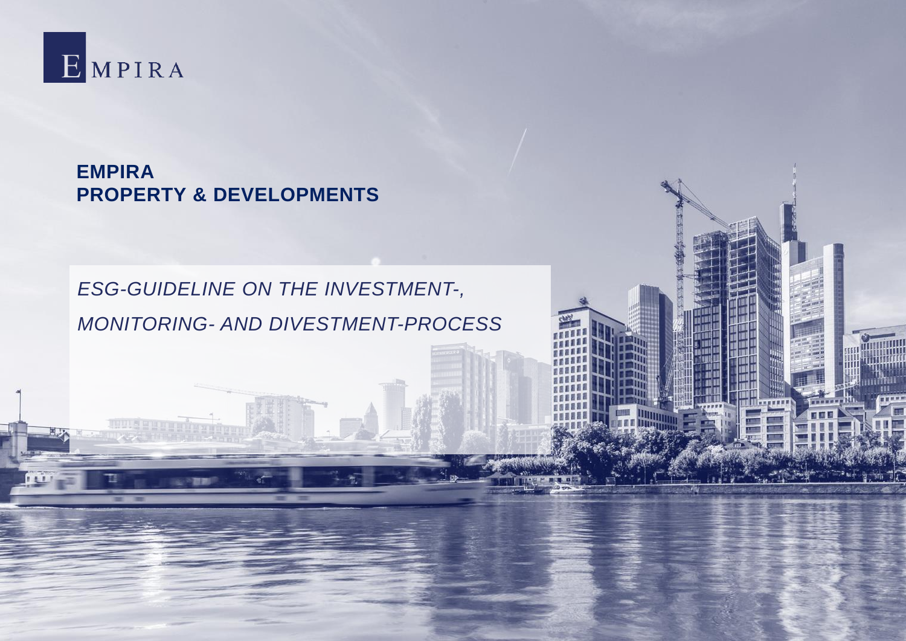EMPIRA

# EMPIRA PROPERTY & DEVELOPMENTS

## *ESG-GUIDELINE ON THE INVESTMENT-, MONITORING- AND DIVESTMENT-PROCESS*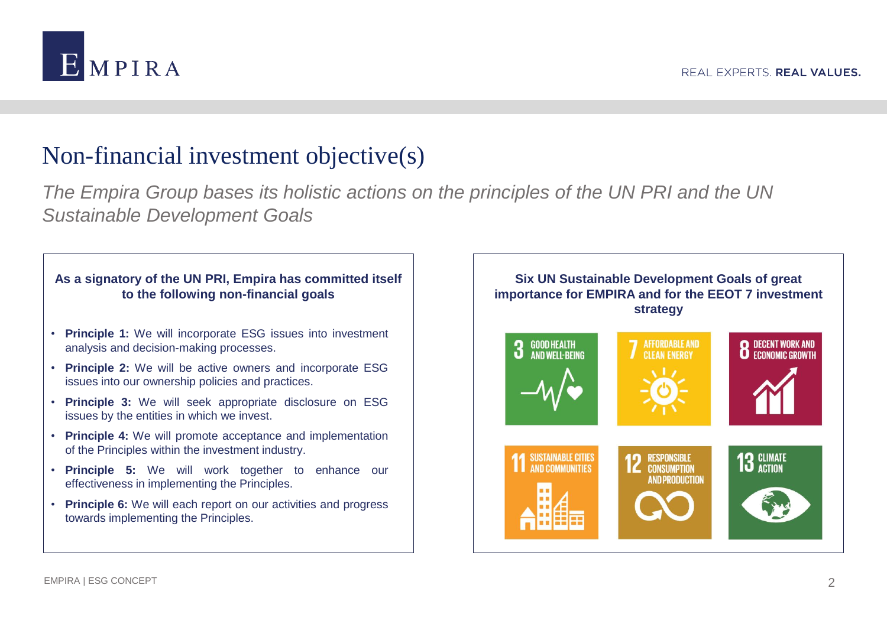# Non-financial investment objective(s)

*The Empira Group bases its holistic actions on the principles of the UN PRI and the UN Sustainable Development Goals*

**As a signatory of the UN PRI, Empira has committed itself to the following non-financial goals**

- **Principle 1:** We will incorporate ESG issues into investment analysis and decision-making processes.
- **Principle 2:** We will be active owners and incorporate ESG issues into our ownership policies and practices.
- **Principle 3:** We will seek appropriate disclosure on ESG issues by the entities in which we invest.
- **Principle 4:** We will promote acceptance and implementation of the Principles within the investment industry.
- **Principle 5:** We will work together to enhance our effectiveness in implementing the Principles.
- **Principle 6:** We will each report on our activities and progress towards implementing the Principles.

**Six UN Sustainable Development Goals of great importance for EMPIRA and for the EEOT 7 investment strategy**

- 3 GOOD HEALTH AND WELL-BEING
- 7 AFFORDABLE AND CLEAN ENERGY
- 8 DECENT WORK AND ECONOMIC GROWTH
- 11 SUSTAINABLE CITIES AND COMMUNITIES
- 12 RESPONSIBLE CONSUMPTION AND PRODUCTION
- 13 CLIMATE ACTION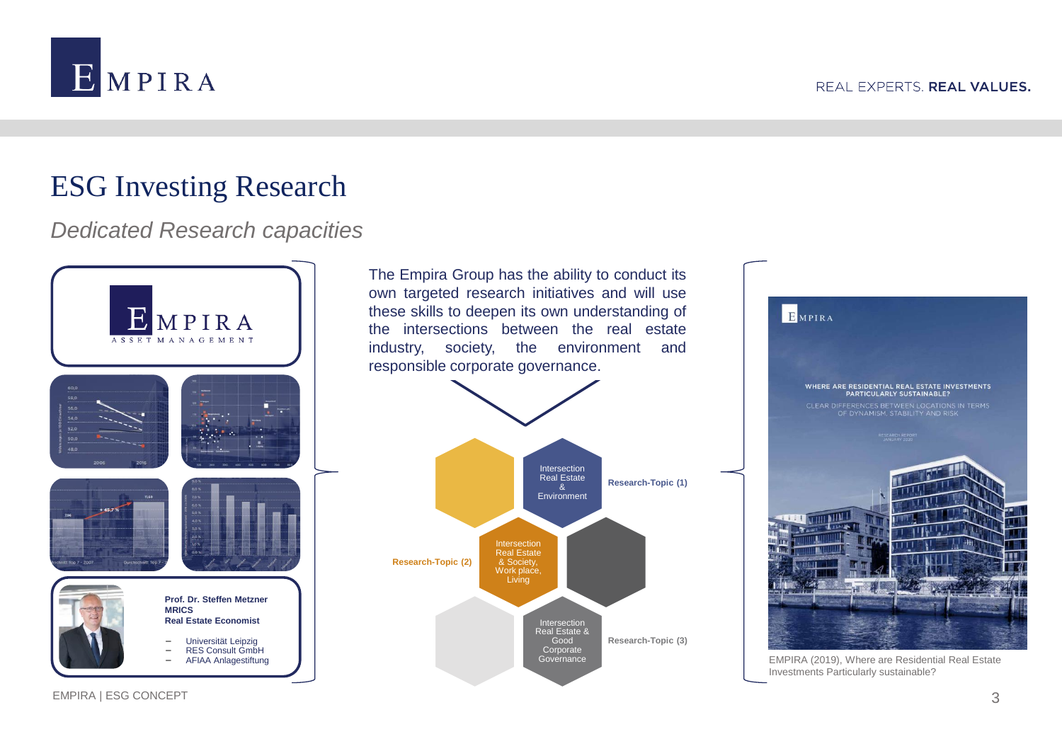# ESG Investing Research

*Dedicated Research capacities*

**Prof. Dr. Steffen Metzner**
**MRICS**
**Real Estate Economist**

- Universität Leipzig
- RES Consult GmbH
- AFIAA Anlagestiftung

The Empira Group has the ability to conduct its own targeted research initiatives and will use these skills to deepen its own understanding of the intersections between the real estate industry, society, the environment and responsible corporate governance.

- **Research-Topic (1)**: Intersection Real Estate & Environment
- **Research-Topic (2)**: Intersection Real Estate & Society, Work place, Living
- **Research-Topic (3)**: Intersection Real Estate & Good Corporate Governance

EMPIRA (2019), Where are Residential Real Estate Investments Particularly sustainable?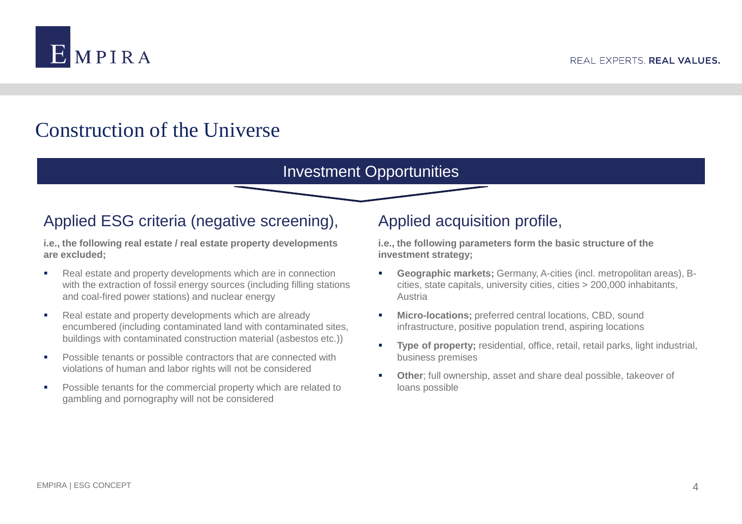# Construction of the Universe

## Investment Opportunities

### Applied ESG criteria (negative screening),

**i.e., the following real estate / real estate property developments are excluded;**

- Real estate and property developments which are in connection with the extraction of fossil energy sources (including filling stations and coal-fired power stations) and nuclear energy
- Real estate and property developments which are already encumbered (including contaminated land with contaminated sites, buildings with contaminated construction material (asbestos etc.))
- Possible tenants or possible contractors that are connected with violations of human and labor rights will not be considered
- Possible tenants for the commercial property which are related to gambling and pornography will not be considered

### Applied acquisition profile,

**i.e., the following parameters form the basic structure of the investment strategy;**

- **Geographic markets;** Germany, A-cities (incl. metropolitan areas), B-cities, state capitals, university cities, cities > 200,000 inhabitants, Austria
- **Micro-locations;** preferred central locations, CBD, sound infrastructure, positive population trend, aspiring locations
- **Type of property;** residential, office, retail, retail parks, light industrial, business premises
- **Other**; full ownership, asset and share deal possible, takeover of loans possible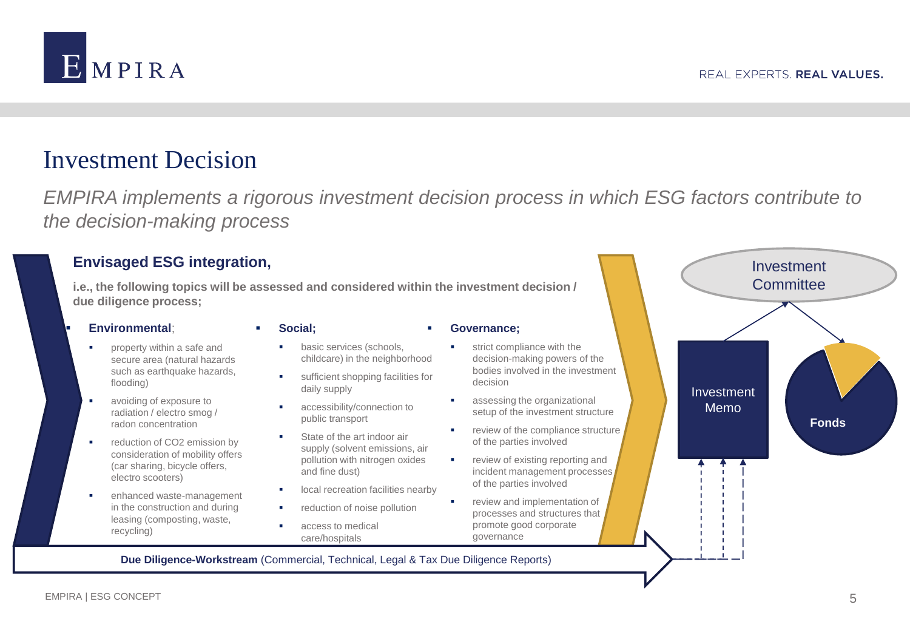# Investment Decision

*EMPIRA implements a rigorous investment decision process in which ESG factors contribute to the decision-making process*

## Envisaged ESG integration,

**i.e., the following topics will be assessed and considered within the investment decision / due diligence process;**

- **Environmental**;
  - property within a safe and secure area (natural hazards such as earthquake hazards, flooding)
  - avoiding of exposure to radiation / electro smog / radon concentration
  - reduction of CO2 emission by consideration of mobility offers (car sharing, bicycle offers, electro scooters)
  - enhanced waste-management in the construction and during leasing (composting, waste, recycling)
- **Social;**
  - basic services (schools, childcare) in the neighborhood
  - sufficient shopping facilities for daily supply
  - accessibility/connection to public transport
  - State of the art indoor air supply (solvent emissions, air pollution with nitrogen oxides and fine dust)
  - local recreation facilities nearby
  - reduction of noise pollution
  - access to medical care/hospitals
- **Governance;**
  - strict compliance with the decision-making powers of the bodies involved in the investment decision
  - assessing the organizational setup of the investment structure
  - review of the compliance structure of the parties involved
  - review of existing reporting and incident management processes of the parties involved
  - review and implementation of processes and structures that promote good corporate governance

**Due Diligence-Workstream** (Commercial, Technical, Legal & Tax Due Diligence Reports)

Investment Memo

Investment Committee

**Fonds**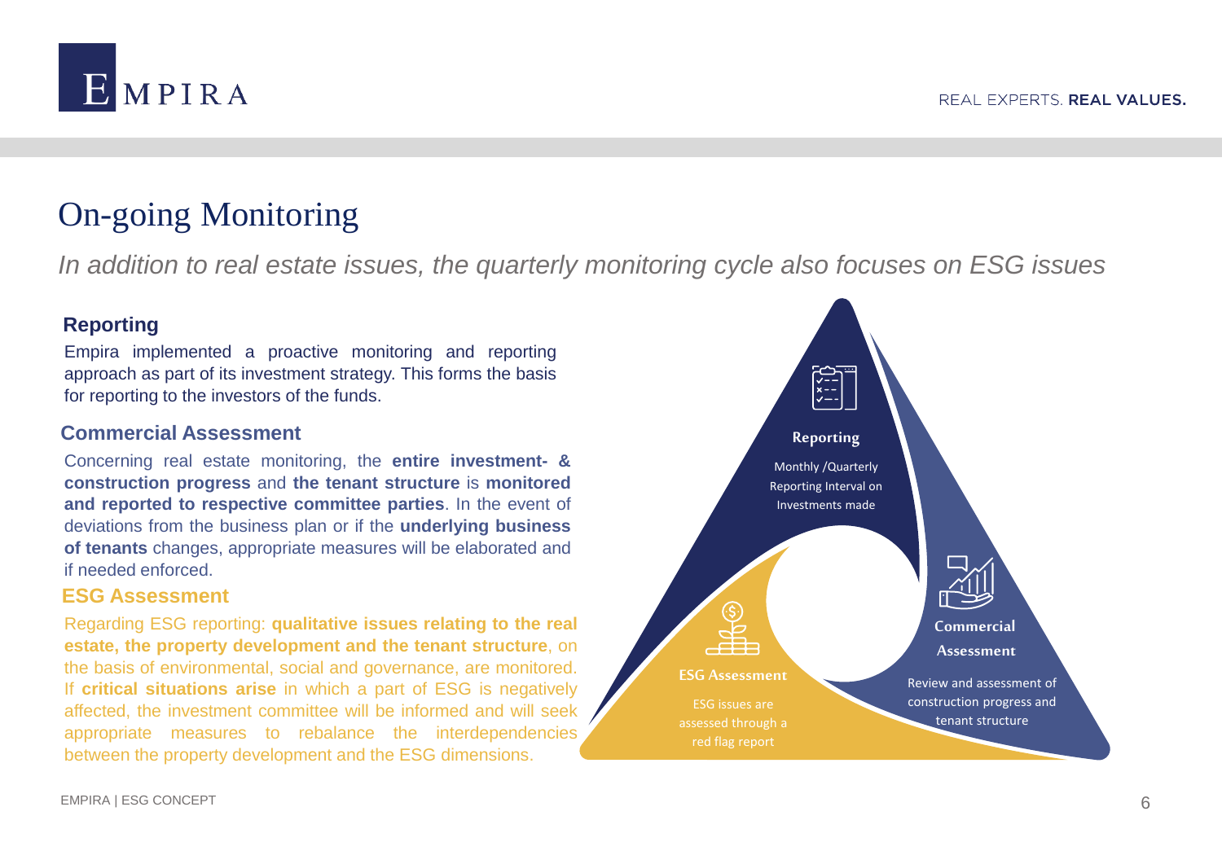# On-going Monitoring

*In addition to real estate issues, the quarterly monitoring cycle also focuses on ESG issues*

### Reporting

Empira implemented a proactive monitoring and reporting approach as part of its investment strategy. This forms the basis for reporting to the investors of the funds.

### Commercial Assessment

Concerning real estate monitoring, the **entire investment- & construction progress** and **the tenant structure** is **monitored and reported to respective committee parties**. In the event of deviations from the business plan or if the **underlying business of tenants** changes, appropriate measures will be elaborated and if needed enforced.

### ESG Assessment

Regarding ESG reporting: **qualitative issues relating to the real estate, the property development and the tenant structure**, on the basis of environmental, social and governance, are monitored. If **critical situations arise** in which a part of ESG is negatively affected, the investment committee will be informed and will seek appropriate measures to rebalance the interdependencies between the property development and the ESG dimensions.

**Reporting**

Monthly /Quarterly Reporting Interval on Investments made

**Commercial Assessment**

Review and assessment of construction progress and tenant structure

**ESG Assessment**

ESG issues are assessed through a red flag report